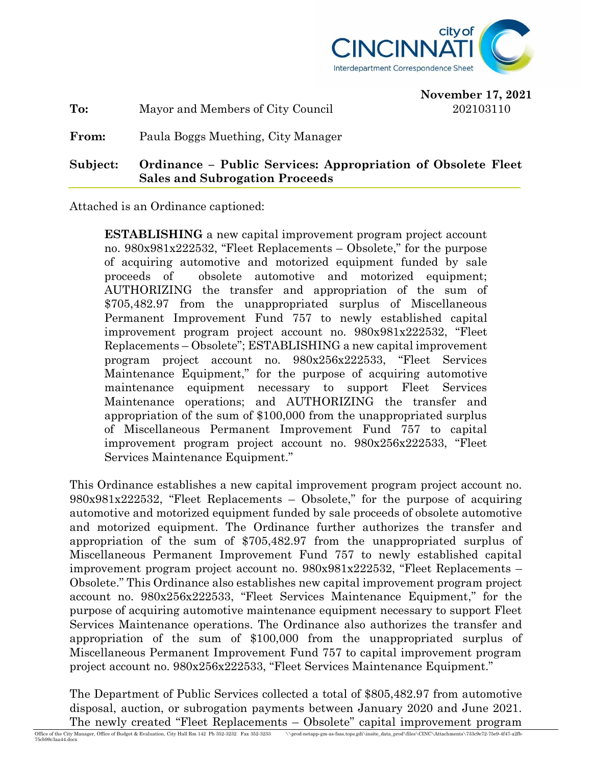city of CINCINNATI
Interdepartment Correspondence Sheet

**November 17, 2021**
202103110

**To:** Mayor and Members of City Council

**From:** Paula Boggs Muething, City Manager

**Subject: Ordinance – Public Services: Appropriation of Obsolete Fleet Sales and Subrogation Proceeds**

Attached is an Ordinance captioned:

> **ESTABLISHING** a new capital improvement program project account no. 980x981x222532, "Fleet Replacements – Obsolete," for the purpose of acquiring automotive and motorized equipment funded by sale proceeds of obsolete automotive and motorized equipment; AUTHORIZING the transfer and appropriation of the sum of $705,482.97 from the unappropriated surplus of Miscellaneous Permanent Improvement Fund 757 to newly established capital improvement program project account no. 980x981x222532, "Fleet Replacements – Obsolete"; ESTABLISHING a new capital improvement program project account no. 980x256x222533, "Fleet Services Maintenance Equipment," for the purpose of acquiring automotive maintenance equipment necessary to support Fleet Services Maintenance operations; and AUTHORIZING the transfer and appropriation of the sum of $100,000 from the unappropriated surplus of Miscellaneous Permanent Improvement Fund 757 to capital improvement program project account no. 980x256x222533, "Fleet Services Maintenance Equipment."

This Ordinance establishes a new capital improvement program project account no. 980x981x222532, "Fleet Replacements – Obsolete," for the purpose of acquiring automotive and motorized equipment funded by sale proceeds of obsolete automotive and motorized equipment. The Ordinance further authorizes the transfer and appropriation of the sum of $705,482.97 from the unappropriated surplus of Miscellaneous Permanent Improvement Fund 757 to newly established capital improvement program project account no. 980x981x222532, "Fleet Replacements – Obsolete." This Ordinance also establishes new capital improvement program project account no. 980x256x222533, "Fleet Services Maintenance Equipment," for the purpose of acquiring automotive maintenance equipment necessary to support Fleet Services Maintenance operations. The Ordinance also authorizes the transfer and appropriation of the sum of $100,000 from the unappropriated surplus of Miscellaneous Permanent Improvement Fund 757 to capital improvement program project account no. 980x256x222533, "Fleet Services Maintenance Equipment."

The Department of Public Services collected a total of $805,482.97 from automotive disposal, auction, or subrogation payments between January 2020 and June 2021. The newly created "Fleet Replacements – Obsolete" capital improvement program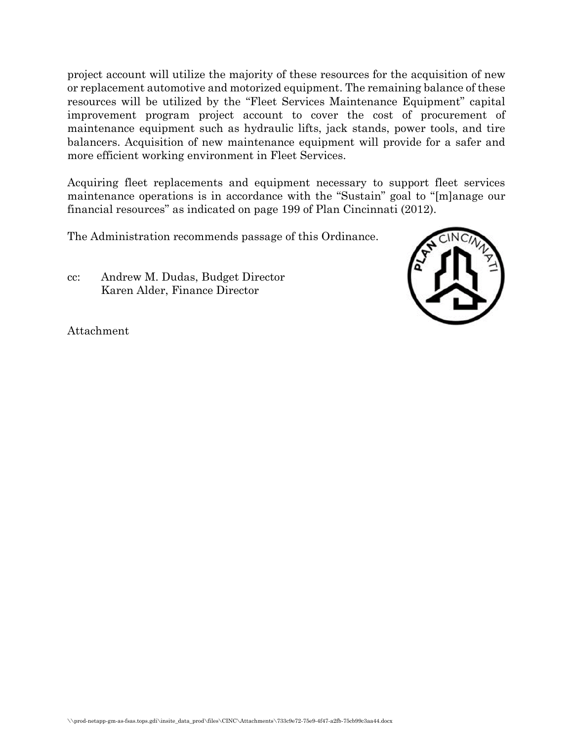project account will utilize the majority of these resources for the acquisition of new or replacement automotive and motorized equipment. The remaining balance of these resources will be utilized by the "Fleet Services Maintenance Equipment" capital improvement program project account to cover the cost of procurement of maintenance equipment such as hydraulic lifts, jack stands, power tools, and tire balancers. Acquisition of new maintenance equipment will provide for a safer and more efficient working environment in Fleet Services.

Acquiring fleet replacements and equipment necessary to support fleet services maintenance operations is in accordance with the "Sustain" goal to "[m]anage our financial resources" as indicated on page 199 of Plan Cincinnati (2012).

The Administration recommends passage of this Ordinance.

cc: Andrew M. Dudas, Budget Director
Karen Alder, Finance Director

Attachment